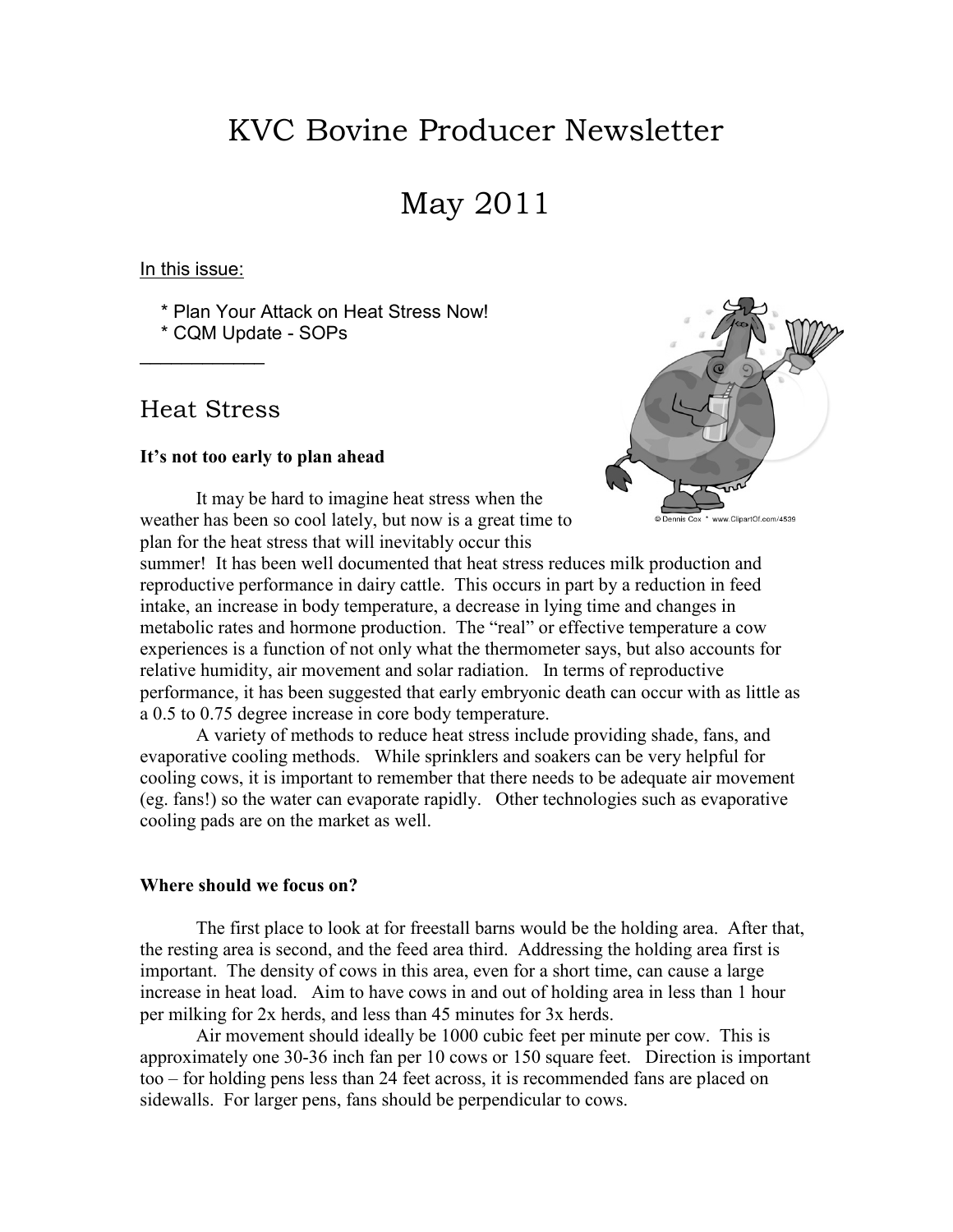# KVC Bovine Producer Newsletter

# May 2011

In this issue:

* Plan Your Attack on Heat Stress Now!
* CQM Update - SOPs

____________

## Heat Stress

**It's not too early to plan ahead**

It may be hard to imagine heat stress when the weather has been so cool lately, but now is a great time to plan for the heat stress that will inevitably occur this summer! It has been well documented that heat stress reduces milk production and reproductive performance in dairy cattle. This occurs in part by a reduction in feed intake, an increase in body temperature, a decrease in lying time and changes in metabolic rates and hormone production. The "real" or effective temperature a cow experiences is a function of not only what the thermometer says, but also accounts for relative humidity, air movement and solar radiation. In terms of reproductive performance, it has been suggested that early embryonic death can occur with as little as a 0.5 to 0.75 degree increase in core body temperature.

A variety of methods to reduce heat stress include providing shade, fans, and evaporative cooling methods. While sprinklers and soakers can be very helpful for cooling cows, it is important to remember that there needs to be adequate air movement (eg. fans!) so the water can evaporate rapidly. Other technologies such as evaporative cooling pads are on the market as well.

**Where should we focus on?**

The first place to look at for freestall barns would be the holding area. After that, the resting area is second, and the feed area third. Addressing the holding area first is important. The density of cows in this area, even for a short time, can cause a large increase in heat load. Aim to have cows in and out of holding area in less than 1 hour per milking for 2x herds, and less than 45 minutes for 3x herds.

Air movement should ideally be 1000 cubic feet per minute per cow. This is approximately one 30-36 inch fan per 10 cows or 150 square feet. Direction is important too – for holding pens less than 24 feet across, it is recommended fans are placed on sidewalls. For larger pens, fans should be perpendicular to cows.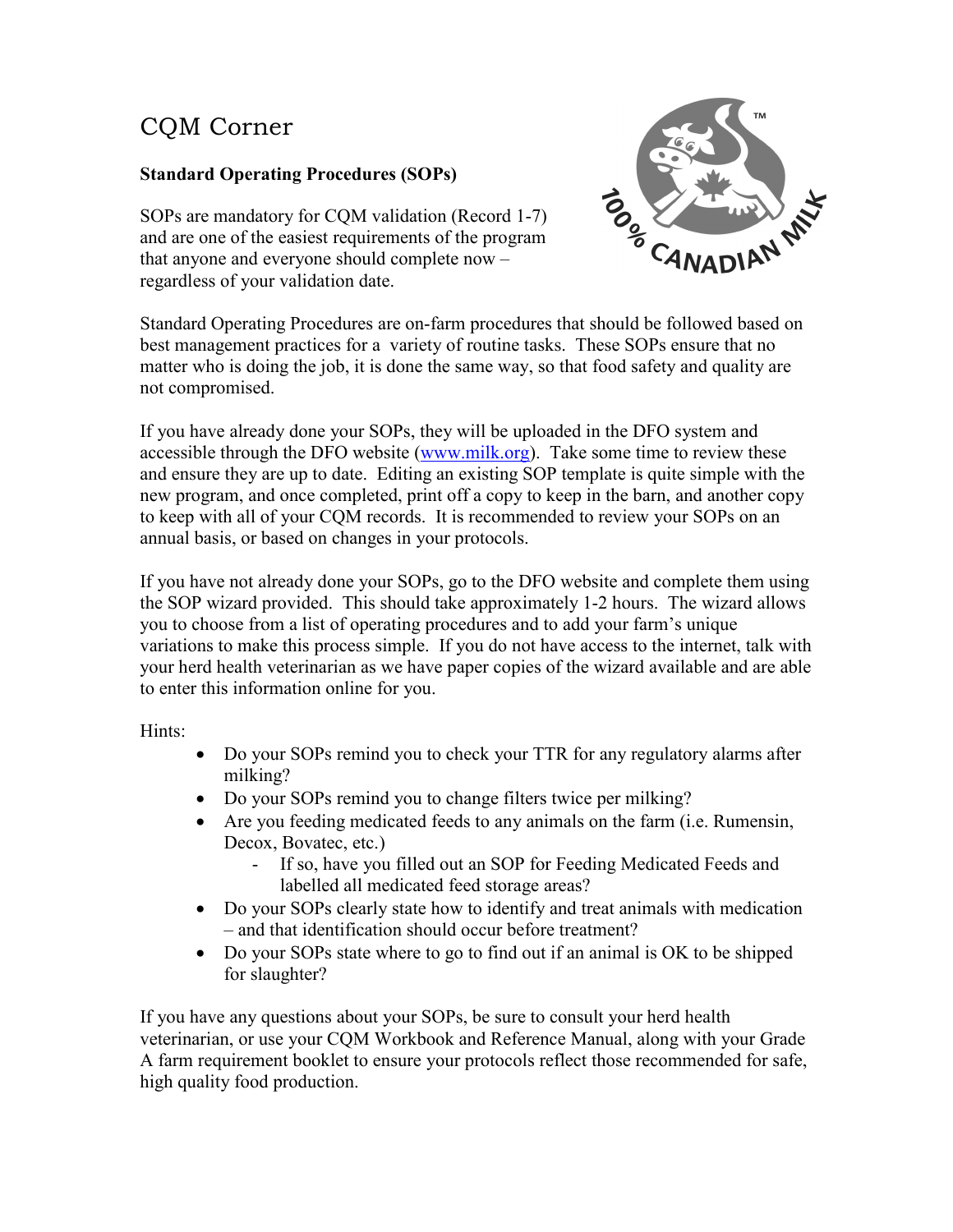# CQM Corner

**Standard Operating Procedures (SOPs)**

SOPs are mandatory for CQM validation (Record 1-7) and are one of the easiest requirements of the program that anyone and everyone should complete now – regardless of your validation date.

Standard Operating Procedures are on-farm procedures that should be followed based on best management practices for a variety of routine tasks. These SOPs ensure that no matter who is doing the job, it is done the same way, so that food safety and quality are not compromised.

If you have already done your SOPs, they will be uploaded in the DFO system and accessible through the DFO website (www.milk.org). Take some time to review these and ensure they are up to date. Editing an existing SOP template is quite simple with the new program, and once completed, print off a copy to keep in the barn, and another copy to keep with all of your CQM records. It is recommended to review your SOPs on an annual basis, or based on changes in your protocols.

If you have not already done your SOPs, go to the DFO website and complete them using the SOP wizard provided. This should take approximately 1-2 hours. The wizard allows you to choose from a list of operating procedures and to add your farm's unique variations to make this process simple. If you do not have access to the internet, talk with your herd health veterinarian as we have paper copies of the wizard available and are able to enter this information online for you.

Hints:

- Do your SOPs remind you to check your TTR for any regulatory alarms after milking?
- Do your SOPs remind you to change filters twice per milking?
- Are you feeding medicated feeds to any animals on the farm (i.e. Rumensin, Decox, Bovatec, etc.)
  - If so, have you filled out an SOP for Feeding Medicated Feeds and labelled all medicated feed storage areas?
- Do your SOPs clearly state how to identify and treat animals with medication – and that identification should occur before treatment?
- Do your SOPs state where to go to find out if an animal is OK to be shipped for slaughter?

If you have any questions about your SOPs, be sure to consult your herd health veterinarian, or use your CQM Workbook and Reference Manual, along with your Grade A farm requirement booklet to ensure your protocols reflect those recommended for safe, high quality food production.